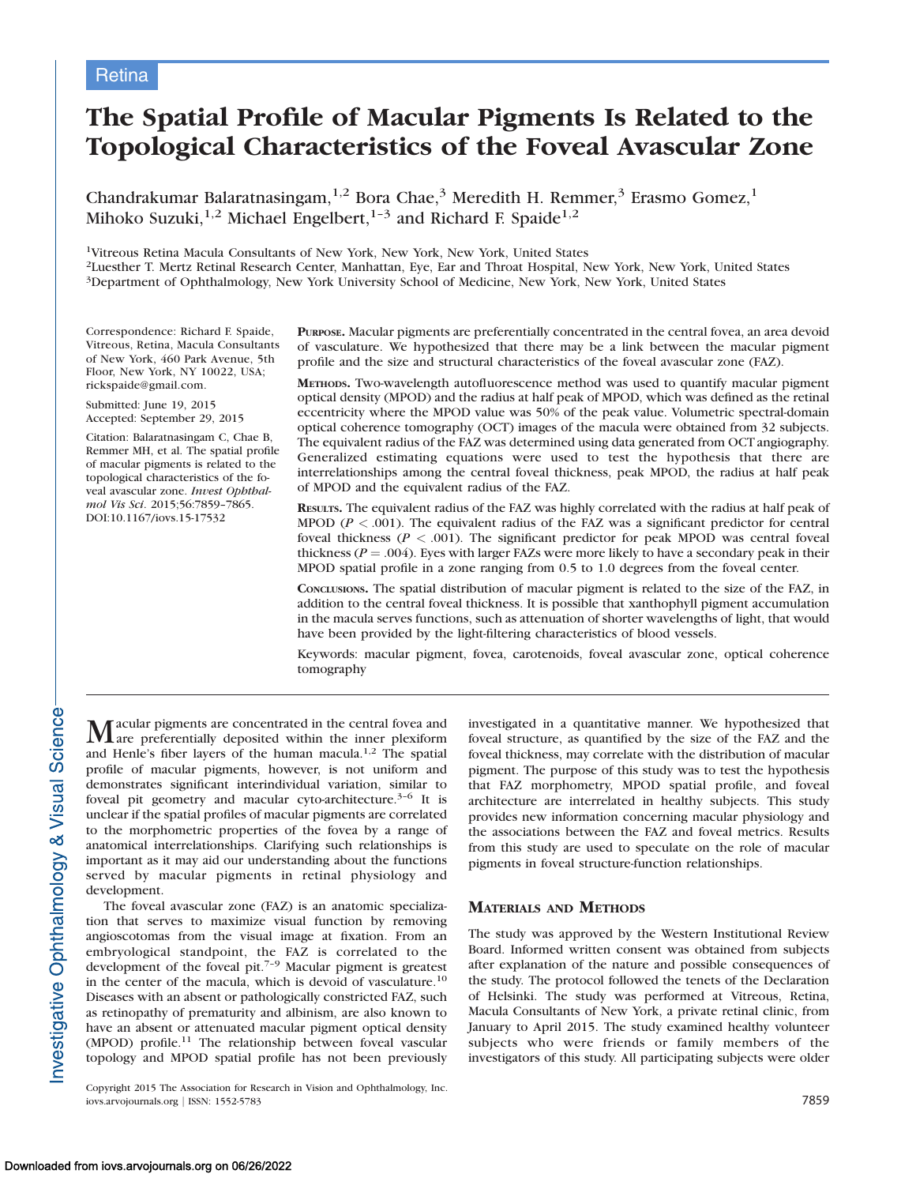Retina

# The Spatial Profile of Macular Pigments Is Related to the Topological Characteristics of the Foveal Avascular Zone

Chandrakumar Balaratnasingam,[1,2] Bora Chae,[3] Meredith H. Remmer,[3] Erasmo Gomez,[1] Mihoko Suzuki,[1,2] Michael Engelbert,[1–3] and Richard F. Spaide[1,2]

[1]Vitreous Retina Macula Consultants of New York, New York, New York, United States
[2]Luesther T. Mertz Retinal Research Center, Manhattan, Eye, Ear and Throat Hospital, New York, New York, United States
[3]Department of Ophthalmology, New York University School of Medicine, New York, New York, United States

Correspondence: Richard F. Spaide, Vitreous, Retina, Macula Consultants of New York, 460 Park Avenue, 5th Floor, New York, NY 10022, USA; rickspaide@gmail.com.

Submitted: June 19, 2015
Accepted: September 29, 2015

Citation: Balaratnasingam C, Chae B, Remmer MH, et al. The spatial profile of macular pigments is related to the topological characteristics of the foveal avascular zone. *Invest Ophthalmol Vis Sci.* 2015;56:7859–7865. DOI:10.1167/iovs.15-17532

**Purpose.** Macular pigments are preferentially concentrated in the central fovea, an area devoid of vasculature. We hypothesized that there may be a link between the macular pigment profile and the size and structural characteristics of the foveal avascular zone (FAZ).

**Methods.** Two-wavelength autofluorescence method was used to quantify macular pigment optical density (MPOD) and the radius at half peak of MPOD, which was defined as the retinal eccentricity where the MPOD value was 50% of the peak value. Volumetric spectral-domain optical coherence tomography (OCT) images of the macula were obtained from 32 subjects. The equivalent radius of the FAZ was determined using data generated from OCT angiography. Generalized estimating equations were used to test the hypothesis that there are interrelationships among the central foveal thickness, peak MPOD, the radius at half peak of MPOD and the equivalent radius of the FAZ.

**Results.** The equivalent radius of the FAZ was highly correlated with the radius at half peak of MPOD ($P < .001$). The equivalent radius of the FAZ was a significant predictor for central foveal thickness ($P < .001$). The significant predictor for peak MPOD was central foveal thickness ($P = .004$). Eyes with larger FAZs were more likely to have a secondary peak in their MPOD spatial profile in a zone ranging from 0.5 to 1.0 degrees from the foveal center.

**Conclusions.** The spatial distribution of macular pigment is related to the size of the FAZ, in addition to the central foveal thickness. It is possible that xanthophyll pigment accumulation in the macula serves functions, such as attenuation of shorter wavelengths of light, that would have been provided by the light-filtering characteristics of blood vessels.

Keywords: macular pigment, fovea, carotenoids, foveal avascular zone, optical coherence tomography

Macular pigments are concentrated in the central fovea and are preferentially deposited within the inner plexiform and Henle's fiber layers of the human macula.[1,2] The spatial profile of macular pigments, however, is not uniform and demonstrates significant interindividual variation, similar to foveal pit geometry and macular cyto-architecture.[3–6] It is unclear if the spatial profiles of macular pigments are correlated to the morphometric properties of the fovea by a range of anatomical interrelationships. Clarifying such relationships is important as it may aid our understanding about the functions served by macular pigments in retinal physiology and development.

The foveal avascular zone (FAZ) is an anatomic specialization that serves to maximize visual function by removing angioscotomas from the visual image at fixation. From an embryological standpoint, the FAZ is correlated to the development of the foveal pit.[7–9] Macular pigment is greatest in the center of the macula, which is devoid of vasculature.[10] Diseases with an absent or pathologically constricted FAZ, such as retinopathy of prematurity and albinism, are also known to have an absent or attenuated macular pigment optical density (MPOD) profile.[11] The relationship between foveal vascular topology and MPOD spatial profile has not been previously investigated in a quantitative manner. We hypothesized that foveal structure, as quantified by the size of the FAZ and the foveal thickness, may correlate with the distribution of macular pigment. The purpose of this study was to test the hypothesis that FAZ morphometry, MPOD spatial profile, and foveal architecture are interrelated in healthy subjects. This study provides new information concerning macular physiology and the associations between the FAZ and foveal metrics. Results from this study are used to speculate on the role of macular pigments in foveal structure-function relationships.

## Materials and Methods

The study was approved by the Western Institutional Review Board. Informed written consent was obtained from subjects after explanation of the nature and possible consequences of the study. The protocol followed the tenets of the Declaration of Helsinki. The study was performed at Vitreous, Retina, Macula Consultants of New York, a private retinal clinic, from January to April 2015. The study examined healthy volunteer subjects who were friends or family members of the investigators of this study. All participating subjects were older

Copyright 2015 The Association for Research in Vision and Ophthalmology, Inc.
iovs.arvojournals.org | ISSN: 1552-5783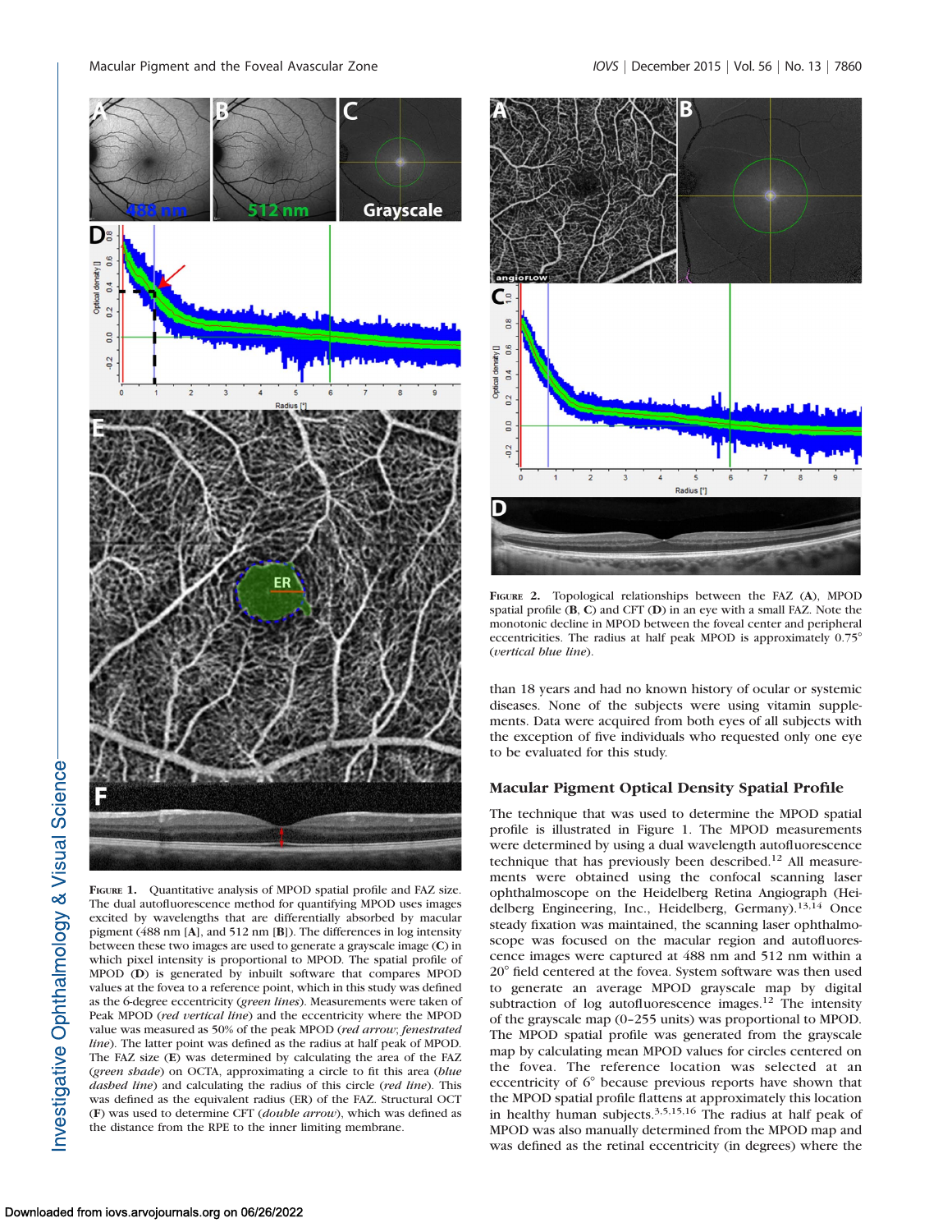FIGURE 1. Quantitative analysis of MPOD spatial profile and FAZ size. The dual autofluorescence method for quantifying MPOD uses images excited by wavelengths that are differentially absorbed by macular pigment (488 nm [A], and 512 nm [B]). The differences in log intensity between these two images are used to generate a grayscale image (C) in which pixel intensity is proportional to MPOD. The spatial profile of MPOD (D) is generated by inbuilt software that compares MPOD values at the fovea to a reference point, which in this study was defined as the 6-degree eccentricity (*green lines*). Measurements were taken of Peak MPOD (*red vertical line*) and the eccentricity where the MPOD value was measured as 50% of the peak MPOD (*red arrow*; *fenestrated line*). The latter point was defined as the radius at half peak of MPOD. The FAZ size (E) was determined by calculating the area of the FAZ (*green shade*) on OCTA, approximating a circle to fit this area (*blue dashed line*) and calculating the radius of this circle (*red line*). This was defined as the equivalent radius (ER) of the FAZ. Structural OCT (F) was used to determine CFT (*double arrow*), which was defined as the distance from the RPE to the inner limiting membrane.

FIGURE 2. Topological relationships between the FAZ (A), MPOD spatial profile (B, C) and CFT (D) in an eye with a small FAZ. Note the monotonic decline in MPOD between the foveal center and peripheral eccentricities. The radius at half peak MPOD is approximately 0.75° (*vertical blue line*).

than 18 years and had no known history of ocular or systemic diseases. None of the subjects were using vitamin supplements. Data were acquired from both eyes of all subjects with the exception of five individuals who requested only one eye to be evaluated for this study.

## Macular Pigment Optical Density Spatial Profile

The technique that was used to determine the MPOD spatial profile is illustrated in Figure 1. The MPOD measurements were determined by using a dual wavelength autofluorescence technique that has previously been described.[12] All measurements were obtained using the confocal scanning laser ophthalmoscope on the Heidelberg Retina Angiograph (Heidelberg Engineering, Inc., Heidelberg, Germany).[13,14] Once steady fixation was maintained, the scanning laser ophthalmoscope was focused on the macular region and autofluorescence images were captured at 488 nm and 512 nm within a 20° field centered at the fovea. System software was then used to generate an average MPOD grayscale map by digital subtraction of log autofluorescence images.[12] The intensity of the grayscale map (0–255 units) was proportional to MPOD. The MPOD spatial profile was generated from the grayscale map by calculating mean MPOD values for circles centered on the fovea. The reference location was selected at an eccentricity of 6° because previous reports have shown that the MPOD spatial profile flattens at approximately this location in healthy human subjects.[3,5,15,16] The radius at half peak of MPOD was also manually determined from the MPOD map and was defined as the retinal eccentricity (in degrees) where the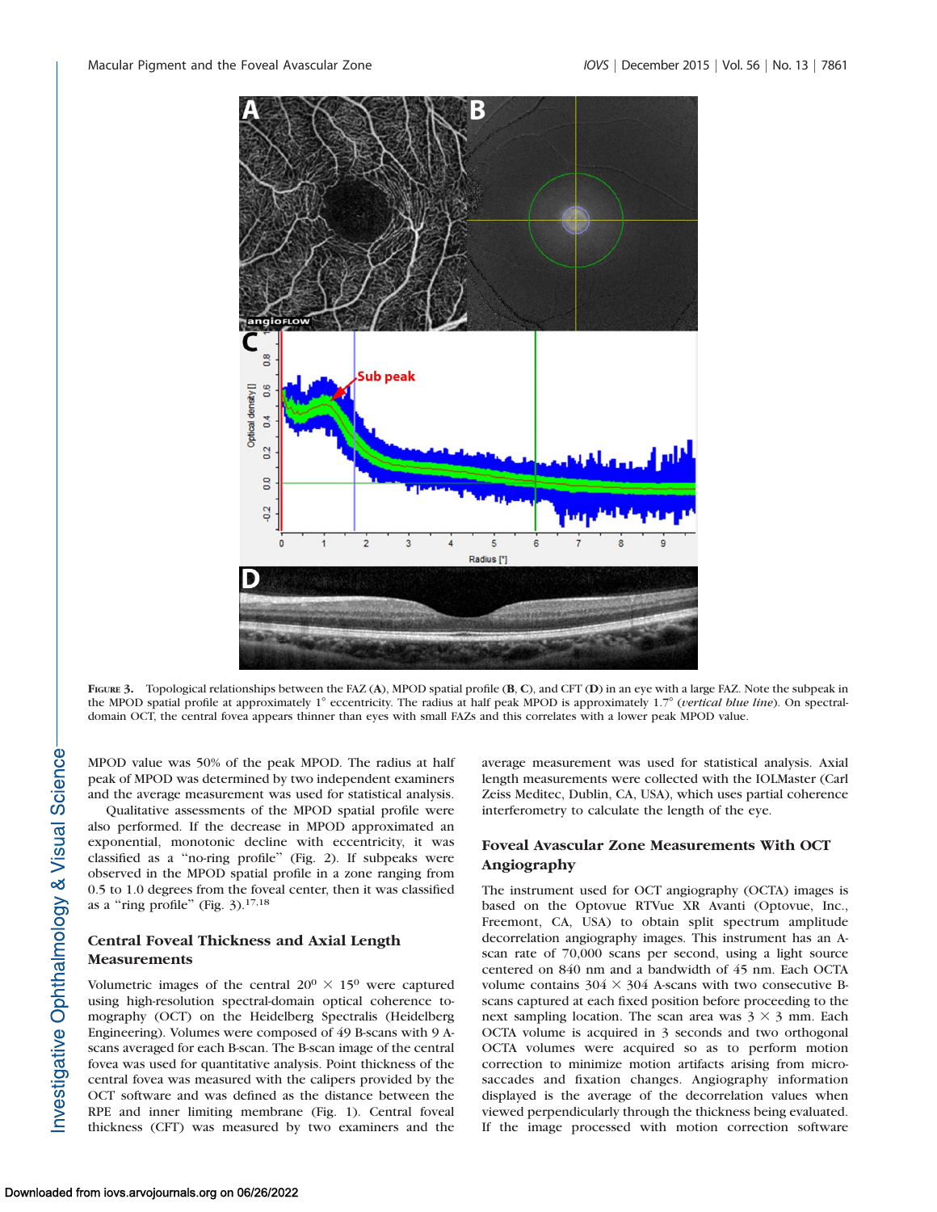FIGURE 3. Topological relationships between the FAZ (**A**), MPOD spatial profile (**B**, **C**), and CFT (**D**) in an eye with a large FAZ. Note the subpeak in the MPOD spatial profile at approximately 1° eccentricity. The radius at half peak MPOD is approximately 1.7° (*vertical blue line*). On spectral-domain OCT, the central fovea appears thinner than eyes with small FAZs and this correlates with a lower peak MPOD value.

MPOD value was 50% of the peak MPOD. The radius at half peak of MPOD was determined by two independent examiners and the average measurement was used for statistical analysis.

Qualitative assessments of the MPOD spatial profile were also performed. If the decrease in MPOD approximated an exponential, monotonic decline with eccentricity, it was classified as a "no-ring profile" (Fig. 2). If subpeaks were observed in the MPOD spatial profile in a zone ranging from 0.5 to 1.0 degrees from the foveal center, then it was classified as a "ring profile" (Fig. 3).[17,18]

### Central Foveal Thickness and Axial Length Measurements

Volumetric images of the central $20^0 \times 15^0$ were captured using high-resolution spectral-domain optical coherence tomography (OCT) on the Heidelberg Spectralis (Heidelberg Engineering). Volumes were composed of 49 B-scans with 9 A-scans averaged for each B-scan. The B-scan image of the central fovea was used for quantitative analysis. Point thickness of the central fovea was measured with the calipers provided by the OCT software and was defined as the distance between the RPE and inner limiting membrane (Fig. 1). Central foveal thickness (CFT) was measured by two examiners and the average measurement was used for statistical analysis. Axial length measurements were collected with the IOLMaster (Carl Zeiss Meditec, Dublin, CA, USA), which uses partial coherence interferometry to calculate the length of the eye.

### Foveal Avascular Zone Measurements With OCT Angiography

The instrument used for OCT angiography (OCTA) images is based on the Optovue RTVue XR Avanti (Optovue, Inc., Freemont, CA, USA) to obtain split spectrum amplitude decorrelation angiography images. This instrument has an A-scan rate of 70,000 scans per second, using a light source centered on 840 nm and a bandwidth of 45 nm. Each OCTA volume contains 304 × 304 A-scans with two consecutive B-scans captured at each fixed position before proceeding to the next sampling location. The scan area was 3 × 3 mm. Each OCTA volume is acquired in 3 seconds and two orthogonal OCTA volumes were acquired so as to perform motion correction to minimize motion artifacts arising from micro-saccades and fixation changes. Angiography information displayed is the average of the decorrelation values when viewed perpendicularly through the thickness being evaluated. If the image processed with motion correction software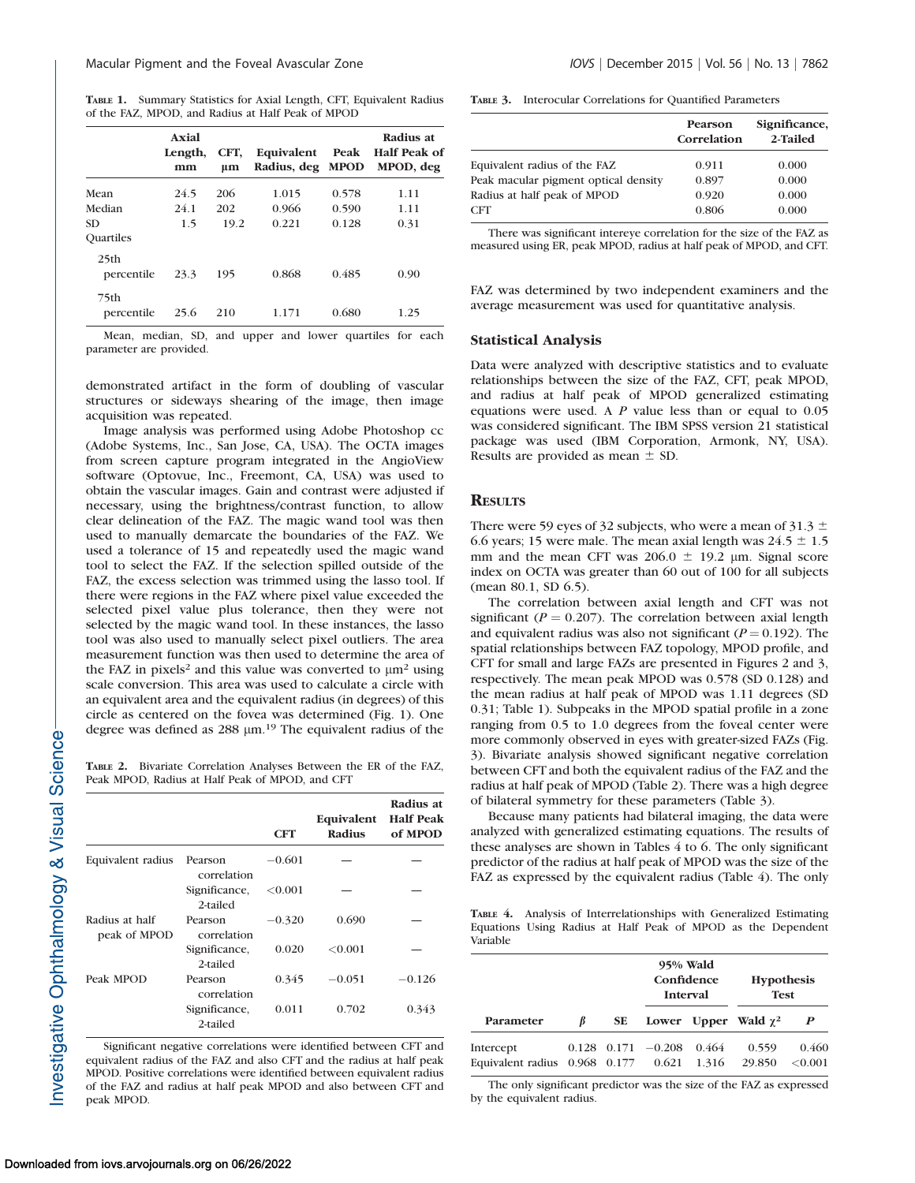**Table 1.** Summary Statistics for Axial Length, CFT, Equivalent Radius of the FAZ, MPOD, and Radius at Half Peak of MPOD

| | Axial Length, mm | CFT, μm | Equivalent Radius, deg | Peak MPOD | Radius at Half Peak of MPOD, deg |
|---|---|---|---|---|---|
| Mean | 24.5 | 206 | 1.015 | 0.578 | 1.11 |
| Median | 24.1 | 202 | 0.966 | 0.590 | 1.11 |
| SD | 1.5 | 19.2 | 0.221 | 0.128 | 0.31 |
| Quartiles | | | | | |
| 25th percentile | 23.3 | 195 | 0.868 | 0.485 | 0.90 |
| 75th percentile | 25.6 | 210 | 1.171 | 0.680 | 1.25 |

Mean, median, SD, and upper and lower quartiles for each parameter are provided.

demonstrated artifact in the form of doubling of vascular structures or sideways shearing of the image, then image acquisition was repeated.

Image analysis was performed using Adobe Photoshop cc (Adobe Systems, Inc., San Jose, CA, USA). The OCTA images from screen capture program integrated in the AngioView software (Optovue, Inc., Freemont, CA, USA) was used to obtain the vascular images. Gain and contrast were adjusted if necessary, using the brightness/contrast function, to allow clear delineation of the FAZ. The magic wand tool was then used to manually demarcate the boundaries of the FAZ. We used a tolerance of 15 and repeatedly used the magic wand tool to select the FAZ. If the selection spilled outside of the FAZ, the excess selection was trimmed using the lasso tool. If there were regions in the FAZ where pixel value exceeded the selected pixel value plus tolerance, then they were not selected by the magic wand tool. In these instances, the lasso tool was also used to manually select pixel outliers. The area measurement function was then used to determine the area of the FAZ in pixels$^2$ and this value was converted to μm$^2$ using scale conversion. This area was used to calculate a circle with an equivalent area and the equivalent radius (in degrees) of this circle as centered on the fovea was determined (Fig. 1). One degree was defined as 288 μm.[19] The equivalent radius of the FAZ was determined by two independent examiners and the average measurement was used for quantitative analysis.

**Table 2.** Bivariate Correlation Analyses Between the ER of the FAZ, Peak MPOD, Radius at Half Peak of MPOD, and CFT

| | | CFT | Equivalent Radius | Radius at Half Peak of MPOD |
|---|---|---|---|---|
| Equivalent radius | Pearson correlation | −0.601 | — | — |
| | Significance, 2-tailed | <0.001 | — | — |
| Radius at half peak of MPOD | Pearson correlation | −0.320 | 0.690 | — |
| | Significance, 2-tailed | 0.020 | <0.001 | — |
| Peak MPOD | Pearson correlation | 0.345 | −0.051 | −0.126 |
| | Significance, 2-tailed | 0.011 | 0.702 | 0.343 |

Significant negative correlations were identified between CFT and equivalent radius of the FAZ and also CFT and the radius at half peak MPOD. Positive correlations were identified between equivalent radius of the FAZ and radius at half peak MPOD and also between CFT and peak MPOD.

**Table 3.** Interocular Correlations for Quantified Parameters

| | Pearson Correlation | Significance, 2-Tailed |
|---|---|---|
| Equivalent radius of the FAZ | 0.911 | 0.000 |
| Peak macular pigment optical density | 0.897 | 0.000 |
| Radius at half peak of MPOD | 0.920 | 0.000 |
| CFT | 0.806 | 0.000 |

There was significant intereye correlation for the size of the FAZ as measured using ER, peak MPOD, radius at half peak of MPOD, and CFT.

## Statistical Analysis

Data were analyzed with descriptive statistics and to evaluate relationships between the size of the FAZ, CFT, peak MPOD, and radius at half peak of MPOD generalized estimating equations were used. A $P$ value less than or equal to 0.05 was considered significant. The IBM SPSS version 21 statistical package was used (IBM Corporation, Armonk, NY, USA). Results are provided as mean ± SD.

# Results

There were 59 eyes of 32 subjects, who were a mean of 31.3 ± 6.6 years; 15 were male. The mean axial length was 24.5 ± 1.5 mm and the mean CFT was 206.0 ± 19.2 μm. Signal score index on OCTA was greater than 60 out of 100 for all subjects (mean 80.1, SD 6.5).

The correlation between axial length and CFT was not significant ($P = 0.207$). The correlation between axial length and equivalent radius was also not significant ($P = 0.192$). The spatial relationships between FAZ topology, MPOD profile, and CFT for small and large FAZs are presented in Figures 2 and 3, respectively. The mean peak MPOD was 0.578 (SD 0.128) and the mean radius at half peak of MPOD was 1.11 degrees (SD 0.31; Table 1). Subpeaks in the MPOD spatial profile in a zone ranging from 0.5 to 1.0 degrees from the foveal center were more commonly observed in eyes with greater-sized FAZs (Fig. 3). Bivariate analysis showed significant negative correlation between CFT and both the equivalent radius of the FAZ and the radius at half peak of MPOD (Table 2). There was a high degree of bilateral symmetry for these parameters (Table 3).

Because many patients had bilateral imaging, the data were analyzed with generalized estimating equations. The results of these analyses are shown in Tables 4 to 6. The only significant predictor of the radius at half peak of MPOD was the size of the FAZ as expressed by the equivalent radius (Table 4). The only

**Table 4.** Analysis of Interrelationships with Generalized Estimating Equations Using Radius at Half Peak of MPOD as the Dependent Variable

| Parameter | β | SE | 95% Wald Confidence Interval: Lower | Upper | Hypothesis Test: Wald $\chi^2$ | $P$ |
|---|---|---|---|---|---|---|
| Intercept | 0.128 | 0.171 | −0.208 | 0.464 | 0.559 | 0.460 |
| Equivalent radius | 0.968 | 0.177 | 0.621 | 1.316 | 29.850 | <0.001 |

The only significant predictor was the size of the FAZ as expressed by the equivalent radius.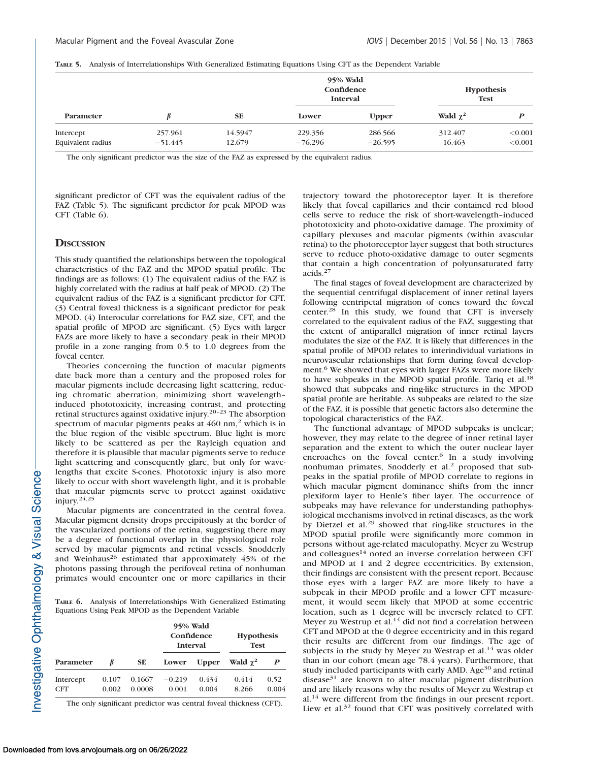**Table 5.** Analysis of Interrelationships With Generalized Estimating Equations Using CFT as the Dependent Variable

| Parameter | $\beta$ | SE | 95% Wald Confidence Interval | | Hypothesis Test | |
|---|---|---|---|---|---|---|
| | | | Lower | Upper | Wald $\chi^2$ | *P* |
| Intercept | 257.961 | 14.5947 | 229.356 | 286.566 | 312.407 | <0.001 |
| Equivalent radius | −51.445 | 12.679 | −76.296 | −26.595 | 16.463 | <0.001 |

The only significant predictor was the size of the FAZ as expressed by the equivalent radius.

significant predictor of CFT was the equivalent radius of the FAZ (Table 5). The significant predictor for peak MPOD was CFT (Table 6).

## Discussion

This study quantified the relationships between the topological characteristics of the FAZ and the MPOD spatial profile. The findings are as follows: (1) The equivalent radius of the FAZ is highly correlated with the radius at half peak of MPOD. (2) The equivalent radius of the FAZ is a significant predictor for CFT. (3) Central foveal thickness is a significant predictor for peak MPOD. (4) Interocular correlations for FAZ size, CFT, and the spatial profile of MPOD are significant. (5) Eyes with larger FAZs are more likely to have a secondary peak in their MPOD profile in a zone ranging from 0.5 to 1.0 degrees from the foveal center.

Theories concerning the function of macular pigments date back more than a century and the proposed roles for macular pigments include decreasing light scattering, reducing chromatic aberration, minimizing short wavelength–induced phototoxicity, increasing contrast, and protecting retinal structures against oxidative injury.[20–23] The absorption spectrum of macular pigments peaks at 460 nm,[2] which is in the blue region of the visible spectrum. Blue light is more likely to be scattered as per the Rayleigh equation and therefore it is plausible that macular pigments serve to reduce light scattering and consequently glare, but only for wavelengths that excite S-cones. Phototoxic injury is also more likely to occur with short wavelength light, and it is probable that macular pigments serve to protect against oxidative injury.[24,25]

Macular pigments are concentrated in the central fovea. Macular pigment density drops precipitously at the border of the vascularized portions of the retina, suggesting there may be a degree of functional overlap in the physiological role served by macular pigments and retinal vessels. Snodderly and Weinhaus[26] estimated that approximately 45% of the photons passing through the perifoveal retina of nonhuman primates would encounter one or more capillaries in their trajectory toward the photoreceptor layer. It is therefore likely that foveal capillaries and their contained red blood cells serve to reduce the risk of short-wavelength–induced phototoxicity and photo-oxidative damage. The proximity of capillary plexuses and macular pigments (within avascular retina) to the photoreceptor layer suggest that both structures serve to reduce photo-oxidative damage to outer segments that contain a high concentration of polyunsaturated fatty acids.[27]

The final stages of foveal development are characterized by the sequential centrifugal displacement of inner retinal layers following centripetal migration of cones toward the foveal center.[28] In this study, we found that CFT is inversely correlated to the equivalent radius of the FAZ, suggesting that the extent of antiparallel migration of inner retinal layers modulates the size of the FAZ. It is likely that differences in the spatial profile of MPOD relates to interindividual variations in neurovascular relationships that form during foveal development.[6] We showed that eyes with larger FAZs were more likely to have subpeaks in the MPOD spatial profile. Tariq et al.[18] showed that subpeaks and ring-like structures in the MPOD spatial profile are heritable. As subpeaks are related to the size of the FAZ, it is possible that genetic factors also determine the topological characteristics of the FAZ.

The functional advantage of MPOD subpeaks is unclear; however, they may relate to the degree of inner retinal layer separation and the extent to which the outer nuclear layer encroaches on the foveal center.[6] In a study involving nonhuman primates, Snodderly et al.[2] proposed that subpeaks in the spatial profile of MPOD correlate to regions in which macular pigment dominance shifts from the inner plexiform layer to Henle's fiber layer. The occurrence of subpeaks may have relevance for understanding pathophysiological mechanisms involved in retinal diseases, as the work by Dietzel et al.[29] showed that ring-like structures in the MPOD spatial profile were significantly more common in persons without age-related maculopathy. Meyer zu Westrup and colleagues[14] noted an inverse correlation between CFT and MPOD at 1 and 2 degree eccentricities. By extension, their findings are consistent with the present report. Because those eyes with a larger FAZ are more likely to have a subpeak in their MPOD profile and a lower CFT measurement, it would seem likely that MPOD at some eccentric location, such as 1 degree will be inversely related to CFT. Meyer zu Westrup et al.[14] did not find a correlation between CFT and MPOD at the 0 degree eccentricity and in this regard their results are different from our findings. The age of subjects in the study by Meyer zu Westrap et al.[14] was older than in our cohort (mean age 78.4 years). Furthermore, that study included participants with early AMD. Age[30] and retinal disease[31] are known to alter macular pigment distribution and are likely reasons why the results of Meyer zu Westrap et al.[14] were different from the findings in our present report. Liew et al.[32] found that CFT was positively correlated with

**Table 6.** Analysis of Interrelationships With Generalized Estimating Equations Using Peak MPOD as the Dependent Variable

| Parameter | $\beta$ | SE | 95% Wald Confidence Interval | | Hypothesis Test | |
|---|---|---|---|---|---|---|
| | | | Lower | Upper | Wald $\chi^2$ | *P* |
| Intercept | 0.107 | 0.1667 | −0.219 | 0.434 | 0.414 | 0.52 |
| CFT | 0.002 | 0.0008 | 0.001 | 0.004 | 8.266 | 0.004 |

The only significant predictor was central foveal thickness (CFT).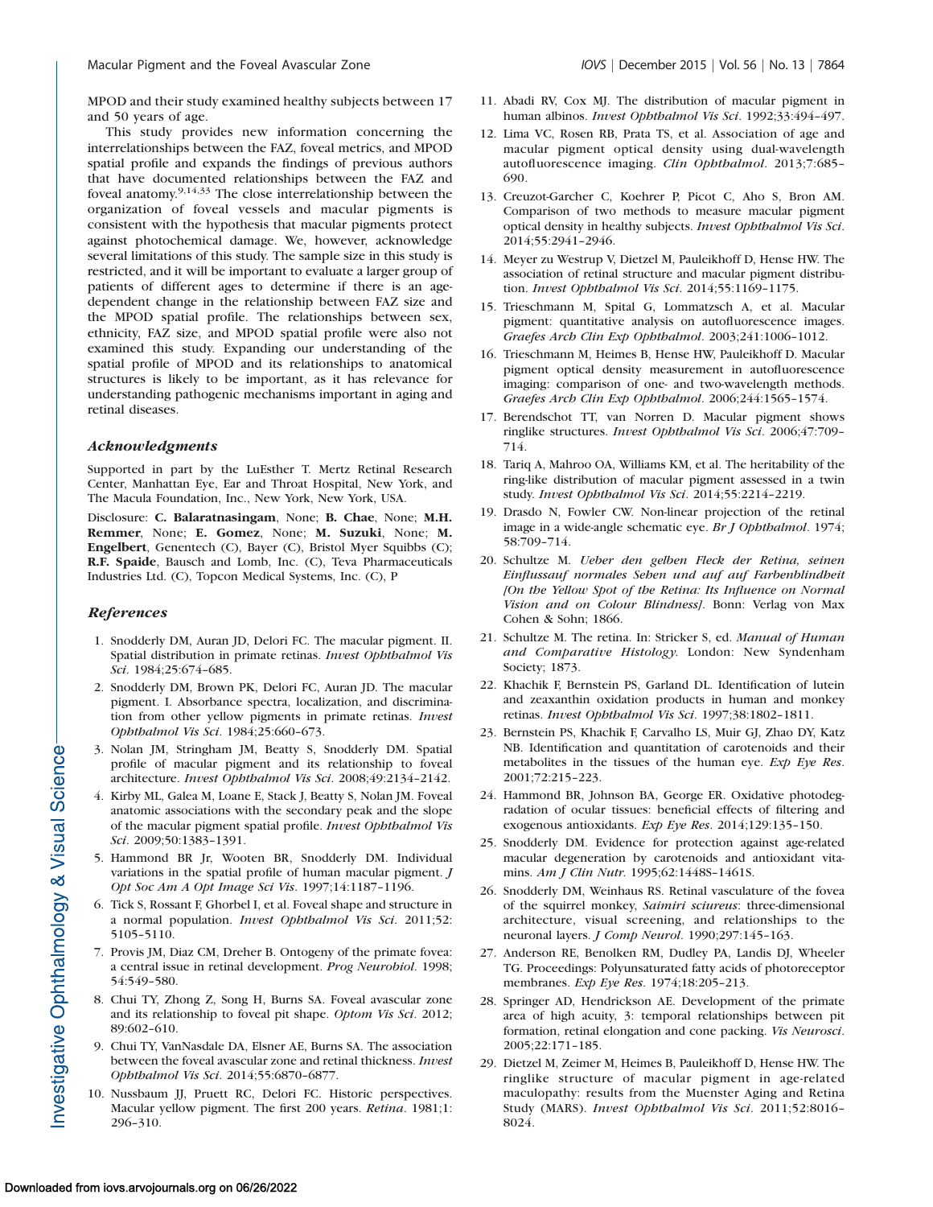MPOD and their study examined healthy subjects between 17 and 50 years of age.

This study provides new information concerning the interrelationships between the FAZ, foveal metrics, and MPOD spatial profile and expands the findings of previous authors that have documented relationships between the FAZ and foveal anatomy.[9,14,33] The close interrelationship between the organization of foveal vessels and macular pigments is consistent with the hypothesis that macular pigments protect against photochemical damage. We, however, acknowledge several limitations of this study. The sample size in this study is restricted, and it will be important to evaluate a larger group of patients of different ages to determine if there is an age-dependent change in the relationship between FAZ size and the MPOD spatial profile. The relationships between sex, ethnicity, FAZ size, and MPOD spatial profile were also not examined this study. Expanding our understanding of the spatial profile of MPOD and its relationships to anatomical structures is likely to be important, as it has relevance for understanding pathogenic mechanisms important in aging and retinal diseases.

### *Acknowledgments*

Supported in part by the LuEsther T. Mertz Retinal Research Center, Manhattan Eye, Ear and Throat Hospital, New York, and The Macula Foundation, Inc., New York, New York, USA.

Disclosure: **C. Balaratnasingam**, None; **B. Chae**, None; **M.H. Remmer**, None; **E. Gomez**, None; **M. Suzuki**, None; **M. Engelbert**, Genentech (C), Bayer (C), Bristol Myer Squibbs (C); **R.F. Spaide**, Bausch and Lomb, Inc. (C), Teva Pharmaceuticals Industries Ltd. (C), Topcon Medical Systems, Inc. (C), P

### *References*

1. Snodderly DM, Auran JD, Delori FC. The macular pigment. II. Spatial distribution in primate retinas. *Invest Ophthalmol Vis Sci*. 1984;25:674–685.
2. Snodderly DM, Brown PK, Delori FC, Auran JD. The macular pigment. I. Absorbance spectra, localization, and discrimination from other yellow pigments in primate retinas. *Invest Ophthalmol Vis Sci*. 1984;25:660–673.
3. Nolan JM, Stringham JM, Beatty S, Snodderly DM. Spatial profile of macular pigment and its relationship to foveal architecture. *Invest Ophthalmol Vis Sci*. 2008;49:2134–2142.
4. Kirby ML, Galea M, Loane E, Stack J, Beatty S, Nolan JM. Foveal anatomic associations with the secondary peak and the slope of the macular pigment spatial profile. *Invest Ophthalmol Vis Sci*. 2009;50:1383–1391.
5. Hammond BR Jr, Wooten BR, Snodderly DM. Individual variations in the spatial profile of human macular pigment. *J Opt Soc Am A Opt Image Sci Vis*. 1997;14:1187–1196.
6. Tick S, Rossant F, Ghorbel I, et al. Foveal shape and structure in a normal population. *Invest Ophthalmol Vis Sci*. 2011;52:5105–5110.
7. Provis JM, Diaz CM, Dreher B. Ontogeny of the primate fovea: a central issue in retinal development. *Prog Neurobiol*. 1998;54:549–580.
8. Chui TY, Zhong Z, Song H, Burns SA. Foveal avascular zone and its relationship to foveal pit shape. *Optom Vis Sci*. 2012;89:602–610.
9. Chui TY, VanNasdale DA, Elsner AE, Burns SA. The association between the foveal avascular zone and retinal thickness. *Invest Ophthalmol Vis Sci*. 2014;55:6870–6877.
10. Nussbaum JJ, Pruett RC, Delori FC. Historic perspectives. Macular yellow pigment. The first 200 years. *Retina*. 1981;1:296–310.
11. Abadi RV, Cox MJ. The distribution of macular pigment in human albinos. *Invest Ophthalmol Vis Sci*. 1992;33:494–497.
12. Lima VC, Rosen RB, Prata TS, et al. Association of age and macular pigment optical density using dual-wavelength autofluorescence imaging. *Clin Ophthalmol*. 2013;7:685–690.
13. Creuzot-Garcher C, Koehrer P, Picot C, Aho S, Bron AM. Comparison of two methods to measure macular pigment optical density in healthy subjects. *Invest Ophthalmol Vis Sci*. 2014;55:2941–2946.
14. Meyer zu Westrup V, Dietzel M, Pauleikhoff D, Hense HW. The association of retinal structure and macular pigment distribution. *Invest Ophthalmol Vis Sci*. 2014;55:1169–1175.
15. Trieschmann M, Spital G, Lommatzsch A, et al. Macular pigment: quantitative analysis on autofluorescence images. *Graefes Arch Clin Exp Ophthalmol*. 2003;241:1006–1012.
16. Trieschmann M, Heimes B, Hense HW, Pauleikhoff D. Macular pigment optical density measurement in autofluorescence imaging: comparison of one- and two-wavelength methods. *Graefes Arch Clin Exp Ophthalmol*. 2006;244:1565–1574.
17. Berendschot TT, van Norren D. Macular pigment shows ringlike structures. *Invest Ophthalmol Vis Sci*. 2006;47:709–714.
18. Tariq A, Mahroo OA, Williams KM, et al. The heritability of the ring-like distribution of macular pigment assessed in a twin study. *Invest Ophthalmol Vis Sci*. 2014;55:2214–2219.
19. Drasdo N, Fowler CW. Non-linear projection of the retinal image in a wide-angle schematic eye. *Br J Ophthalmol*. 1974;58:709–714.
20. Schultze M. *Ueber den gelben Fleck der Retina, seinen Einflussauf normales Sehen und auf auf Farbenblindheit [On the Yellow Spot of the Retina: Its Influence on Normal Vision and on Colour Blindness]*. Bonn: Verlag von Max Cohen & Sohn; 1866.
21. Schultze M. The retina. In: Stricker S, ed. *Manual of Human and Comparative Histology*. London: New Syndenham Society; 1873.
22. Khachik F, Bernstein PS, Garland DL. Identification of lutein and zeaxanthin oxidation products in human and monkey retinas. *Invest Ophthalmol Vis Sci*. 1997;38:1802–1811.
23. Bernstein PS, Khachik F, Carvalho LS, Muir GJ, Zhao DY, Katz NB. Identification and quantitation of carotenoids and their metabolites in the tissues of the human eye. *Exp Eye Res*. 2001;72:215–223.
24. Hammond BR, Johnson BA, George ER. Oxidative photodegradation of ocular tissues: beneficial effects of filtering and exogenous antioxidants. *Exp Eye Res*. 2014;129:135–150.
25. Snodderly DM. Evidence for protection against age-related macular degeneration by carotenoids and antioxidant vitamins. *Am J Clin Nutr*. 1995;62:1448S–1461S.
26. Snodderly DM, Weinhaus RS. Retinal vasculature of the fovea of the squirrel monkey, *Saimiri sciureus*: three-dimensional architecture, visual screening, and relationships to the neuronal layers. *J Comp Neurol*. 1990;297:145–163.
27. Anderson RE, Benolken RM, Dudley PA, Landis DJ, Wheeler TG. Proceedings: Polyunsaturated fatty acids of photoreceptor membranes. *Exp Eye Res*. 1974;18:205–213.
28. Springer AD, Hendrickson AE. Development of the primate area of high acuity, 3: temporal relationships between pit formation, retinal elongation and cone packing. *Vis Neurosci*. 2005;22:171–185.
29. Dietzel M, Zeimer M, Heimes B, Pauleikhoff D, Hense HW. The ringlike structure of macular pigment in age-related maculopathy: results from the Muenster Aging and Retina Study (MARS). *Invest Ophthalmol Vis Sci*. 2011;52:8016–8024.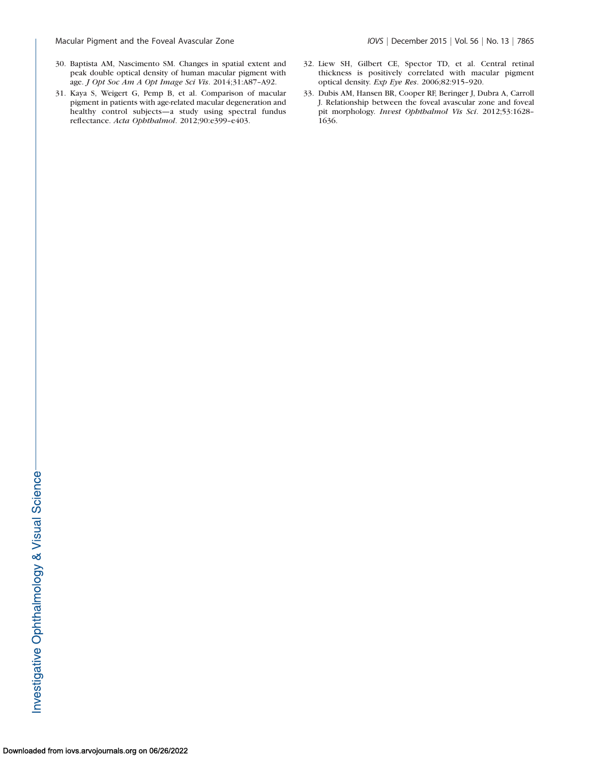30. Baptista AM, Nascimento SM. Changes in spatial extent and peak double optical density of human macular pigment with age. *J Opt Soc Am A Opt Image Sci Vis*. 2014;31:A87–A92.
31. Kaya S, Weigert G, Pemp B, et al. Comparison of macular pigment in patients with age-related macular degeneration and healthy control subjects—a study using spectral fundus reflectance. *Acta Ophthalmol*. 2012;90:e399–e403.
32. Liew SH, Gilbert CE, Spector TD, et al. Central retinal thickness is positively correlated with macular pigment optical density. *Exp Eye Res*. 2006;82:915–920.
33. Dubis AM, Hansen BR, Cooper RF, Beringer J, Dubra A, Carroll J. Relationship between the foveal avascular zone and foveal pit morphology. *Invest Ophthalmol Vis Sci*. 2012;53:1628–1636.